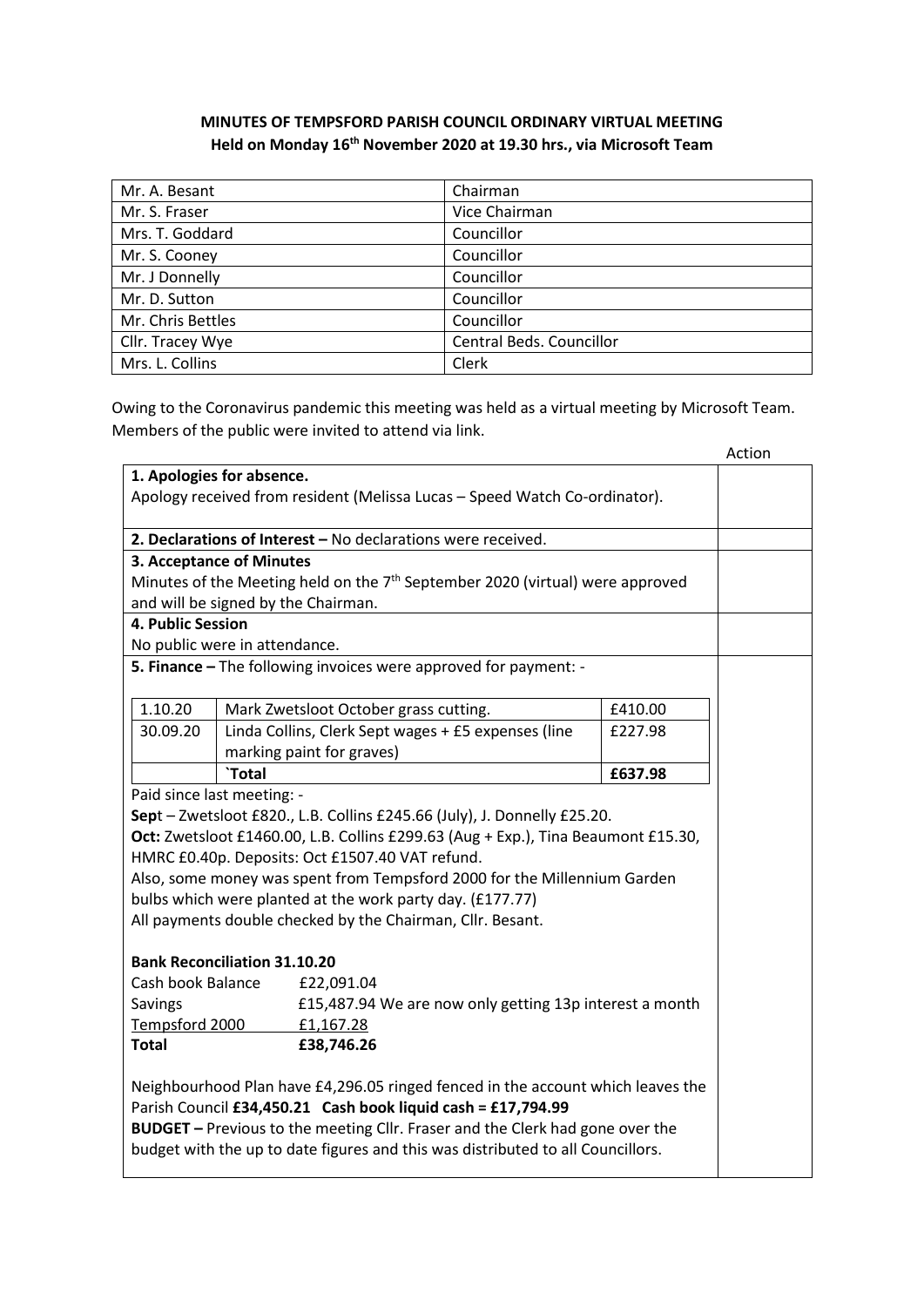**MINUTES OF TEMPSFORD PARISH COUNCIL ORDINARY VIRTUAL MEETING**
**Held on Monday 16th November 2020 at 19.30 hrs., via Microsoft Team**

| | |
|---|---|
| Mr. A. Besant | Chairman |
| Mr. S. Fraser | Vice Chairman |
| Mrs. T. Goddard | Councillor |
| Mr. S. Cooney | Councillor |
| Mr J Donnelly | Councillor |
| Mr. D. Sutton | Councillor |
| Mr. Chris Bettles | Councillor |
| Cllr. Tracey Wye | Central Beds. Councillor |
| Mrs. L. Collins | Clerk |

Owing to the Coronavirus pandemic this meeting was held as a virtual meeting by Microsoft Team. Members of the public were invited to attend via link.

Action

**1. Apologies for absence.**
Apology received from resident (Melissa Lucas – Speed Watch Co-ordinator).

**2. Declarations of Interest –** No declarations were received.

**3. Acceptance of Minutes**
Minutes of the Meeting held on the 7th September 2020 (virtual) were approved and will be signed by the Chairman.

**4. Public Session**
No public were in attendance.

**5. Finance –** The following invoices were approved for payment: -

| | | |
|---|---|---|
| 1.10.20 | Mark Zwetsloot October grass cutting. | £410.00 |
| 30.09.20 | Linda Collins, Clerk Sept wages + £5 expenses (line marking paint for graves) | £227.98 |
| | **`Total** | **£637.98** |

Paid since last meeting: -
**Sep**t – Zwetsloot £820., L.B. Collins £245.66 (July), J. Donnelly £25.20.
**Oct:** Zwetsloot £1460.00, L.B. Collins £299.63 (Aug + Exp.), Tina Beaumont £15.30, HMRC £0.40p. Deposits: Oct £1507.40 VAT refund.
Also, some money was spent from Tempsford 2000 for the Millennium Garden bulbs which were planted at the work party day. (£177.77)
All payments double checked by the Chairman, Cllr. Besant.

**Bank Reconciliation 31.10.20**

| | |
|---|---|
| Cash book Balance | £22,091.04 |
| Savings | £15,487.94 We are now only getting 13p interest a month |
| Tempsford 2000 | £1,167.28 |
| **Total** | **£38,746.26** |

Neighbourhood Plan have £4,296.05 ringed fenced in the account which leaves the Parish Council **£34,450.21 Cash book liquid cash = £17,794.99**
**BUDGET –** Previous to the meeting Cllr. Fraser and the Clerk had gone over the budget with the up to date figures and this was distributed to all Councillors.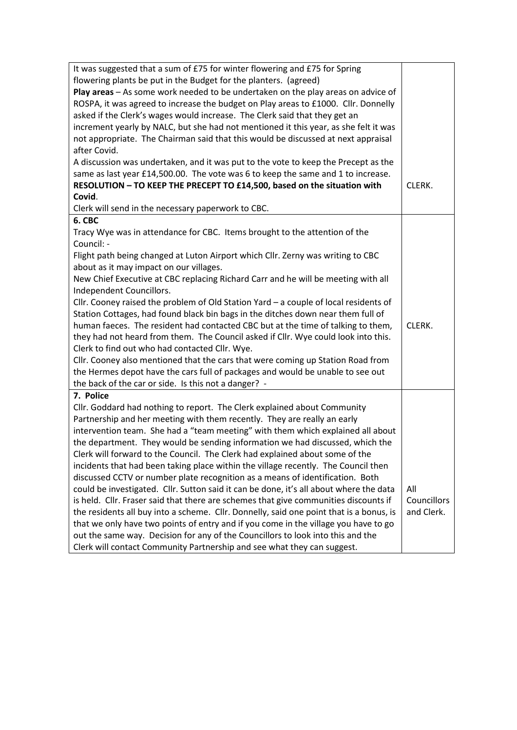| | |
|---|---|
| It was suggested that a sum of £75 for winter flowering and £75 for Spring flowering plants be put in the Budget for the planters. (agreed)<br>**Play areas** – As some work needed to be undertaken on the play areas on advice of ROSPA, it was agreed to increase the budget on Play areas to £1000. Cllr. Donnelly asked if the Clerk's wages would increase. The Clerk said that they get an increment yearly by NALC, but she had not mentioned it this year, as she felt it was not appropriate. The Chairman said that this would be discussed at next appraisal after Covid.<br>A discussion was undertaken, and it was put to the vote to keep the Precept as the same as last year £14,500.00. The vote was 6 to keep the same and 1 to increase.<br>**RESOLUTION – TO KEEP THE PRECEPT TO £14,500, based on the situation with Covid**.<br>Clerk will send in the necessary paperwork to CBC. | CLERK. |
| **6. CBC**<br>Tracy Wye was in attendance for CBC. Items brought to the attention of the Council: -<br>Flight path being changed at Luton Airport which Cllr. Zerny was writing to CBC about as it may impact on our villages.<br>New Chief Executive at CBC replacing Richard Carr and he will be meeting with all Independent Councillors.<br>Cllr. Cooney raised the problem of Old Station Yard – a couple of local residents of Station Cottages, had found black bin bags in the ditches down near them full of human faeces. The resident had contacted CBC but at the time of talking to them, they had not heard from them. The Council asked if Cllr. Wye could look into this. Clerk to find out who had contacted Cllr. Wye.<br>Cllr. Cooney also mentioned that the cars that were coming up Station Road from the Hermes depot have the cars full of packages and would be unable to see out the back of the car or side. Is this not a danger? - | CLERK. |
| **7. Police**<br>Cllr. Goddard had nothing to report. The Clerk explained about Community Partnership and her meeting with them recently. They are really an early intervention team. She had a "team meeting" with them which explained all about the department. They would be sending information we had discussed, which the Clerk will forward to the Council. The Clerk had explained about some of the incidents that had been taking place within the village recently. The Council then discussed CCTV or number plate recognition as a means of identification. Both could be investigated. Cllr. Sutton said it can be done, it's all about where the data is held. Cllr. Fraser said that there are schemes that give communities discounts if the residents all buy into a scheme. Cllr. Donnelly, said one point that is a bonus, is that we only have two points of entry and if you come in the village you have to go out the same way. Decision for any of the Councillors to look into this and the Clerk will contact Community Partnership and see what they can suggest. | All Councillors and Clerk. |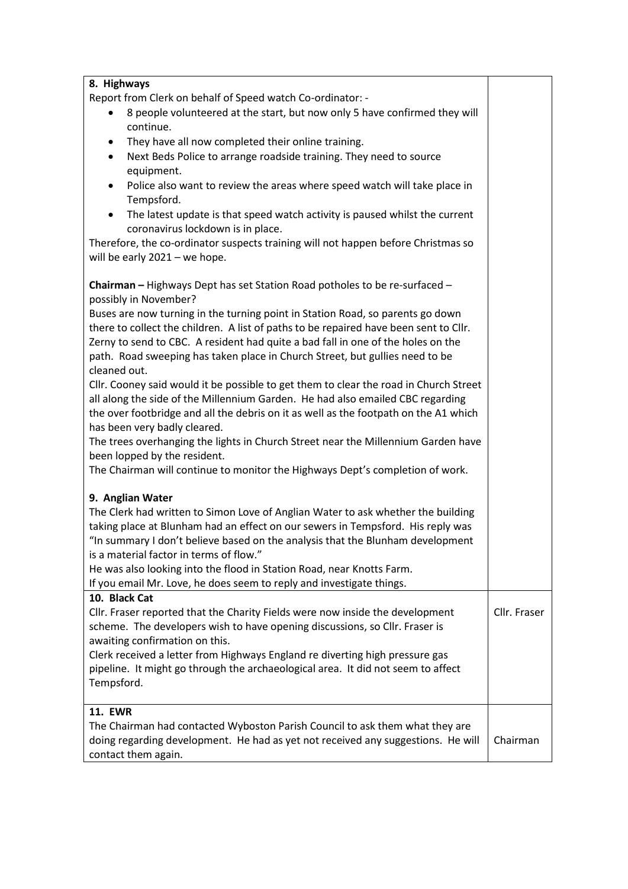| | |
|---|---|
| **8. Highways**<br>Report from Clerk on behalf of Speed watch Co-ordinator: -<br>• 8 people volunteered at the start, but now only 5 have confirmed they will continue.<br>• They have all now completed their online training.<br>• Next Beds Police to arrange roadside training. They need to source equipment.<br>• Police also want to review the areas where speed watch will take place in Tempsford.<br>• The latest update is that speed watch activity is paused whilst the current coronavirus lockdown is in place.<br>Therefore, the co-ordinator suspects training will not happen before Christmas so will be early 2021 – we hope.<br><br>**Chairman –** Highways Dept has set Station Road potholes to be re-surfaced – possibly in November?<br>Buses are now turning in the turning point in Station Road, so parents go down there to collect the children. A list of paths to be repaired have been sent to Cllr. Zerny to send to CBC. A resident had quite a bad fall in one of the holes on the path. Road sweeping has taken place in Church Street, but gullies need to be cleaned out.<br>Cllr. Cooney said would it be possible to get them to clear the road in Church Street all along the side of the Millennium Garden. He had also emailed CBC regarding the over footbridge and all the debris on it as well as the footpath on the A1 which has been very badly cleared.<br>The trees overhanging the lights in Church Street near the Millennium Garden have been lopped by the resident.<br>The Chairman will continue to monitor the Highways Dept's completion of work.<br><br>**9. Anglian Water**<br>The Clerk had written to Simon Love of Anglian Water to ask whether the building taking place at Blunham had an effect on our sewers in Tempsford. His reply was "In summary I don't believe based on the analysis that the Blunham development is a material factor in terms of flow."<br>He was also looking into the flood in Station Road, near Knotts Farm.<br>If you email Mr. Love, he does seem to reply and investigate things. | |
| **10. Black Cat**<br>Cllr. Fraser reported that the Charity Fields were now inside the development scheme. The developers wish to have opening discussions, so Cllr. Fraser is awaiting confirmation on this.<br>Clerk received a letter from Highways England re diverting high pressure gas pipeline. It might go through the archaeological area. It did not seem to affect Tempsford. | Cllr. Fraser |
| **11. EWR**<br>The Chairman had contacted Wyboston Parish Council to ask them what they are doing regarding development. He had as yet not received any suggestions. He will contact them again. | Chairman |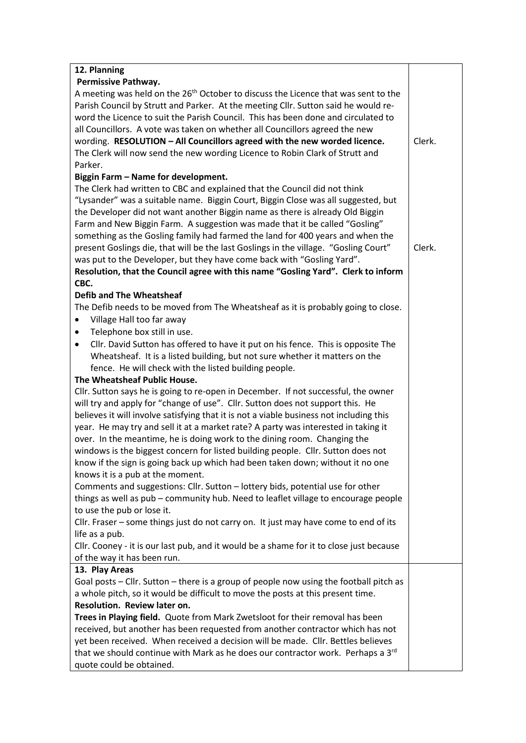| | |
|---|---|
| **12. Planning**<br>**Permissive Pathway.**<br>A meeting was held on the 26th October to discuss the Licence that was sent to the Parish Council by Strutt and Parker. At the meeting Cllr. Sutton said he would re-word the Licence to suit the Parish Council. This has been done and circulated to all Councillors. A vote was taken on whether all Councillors agreed the new wording. **RESOLUTION – All Councillors agreed with the new worded licence.** The Clerk will now send the new wording Licence to Robin Clark of Strutt and Parker.<br>**Biggin Farm – Name for development.**<br>The Clerk had written to CBC and explained that the Council did not think "Lysander" was a suitable name. Biggin Court, Biggin Close was all suggested, but the Developer did not want another Biggin name as there is already Old Biggin Farm and New Biggin Farm. A suggestion was made that it be called "Gosling" something as the Gosling family had farmed the land for 400 years and when the present Goslings die, that will be the last Goslings in the village. "Gosling Court" was put to the Developer, but they have come back with "Gosling Yard".<br>**Resolution, that the Council agree with this name "Gosling Yard". Clerk to inform CBC.**<br>**Defib and The Wheatsheaf**<br>The Defib needs to be moved from The Wheatsheaf as it is probably going to close.<br>• Village Hall too far away<br>• Telephone box still in use.<br>• Cllr. David Sutton has offered to have it put on his fence. This is opposite The Wheatsheaf. It is a listed building, but not sure whether it matters on the fence. He will check with the listed building people.<br>**The Wheatsheaf Public House.**<br>Cllr. Sutton says he is going to re-open in December. If not successful, the owner will try and apply for "change of use". Cllr. Sutton does not support this. He believes it will involve satisfying that it is not a viable business not including this year. He may try and sell it at a market rate? A party was interested in taking it over. In the meantime, he is doing work to the dining room. Changing the windows is the biggest concern for listed building people. Cllr. Sutton does not know if the sign is going back up which had been taken down; without it no one knows it is a pub at the moment.<br>Comments and suggestions: Cllr. Sutton – lottery bids, potential use for other things as well as pub – community hub. Need to leaflet village to encourage people to use the pub or lose it.<br>Cllr. Fraser – some things just do not carry on. It just may have come to end of its life as a pub.<br>Cllr. Cooney - it is our last pub, and it would be a shame for it to close just because of the way it has been run. | Clerk.<br><br>Clerk. |
| **13. Play Areas**<br>Goal posts – Cllr. Sutton – there is a group of people now using the football pitch as a whole pitch, so it would be difficult to move the posts at this present time.<br>**Resolution. Review later on.**<br>**Trees in Playing field.** Quote from Mark Zwetsloot for their removal has been received, but another has been requested from another contractor which has not yet been received. When received a decision will be made. Cllr. Bettles believes that we should continue with Mark as he does our contractor work. Perhaps a 3rd quote could be obtained. | |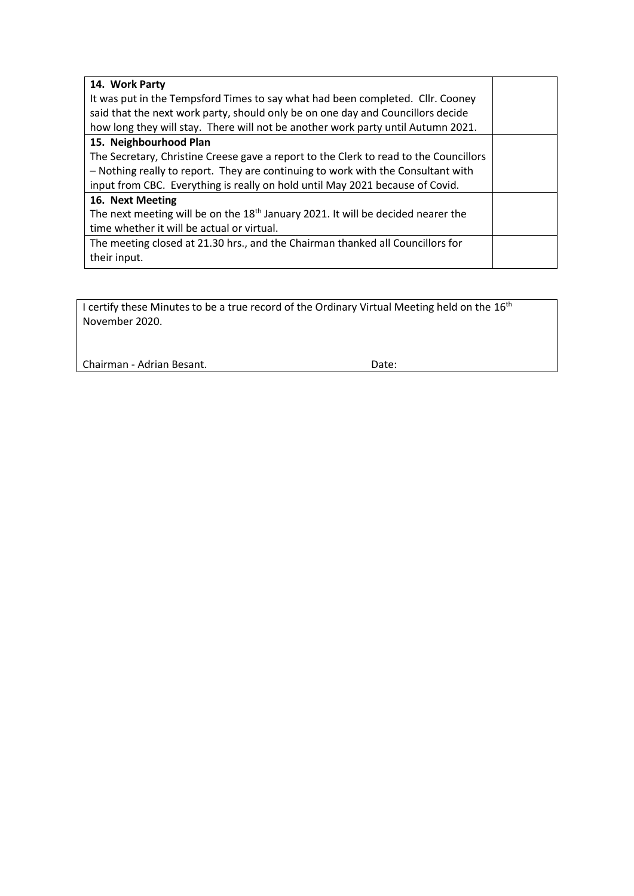| | |
|---|---|
| **14. Work Party**<br>It was put in the Tempsford Times to say what had been completed. Cllr. Cooney said that the next work party, should only be on one day and Councillors decide how long they will stay. There will not be another work party until Autumn 2021. | |
| **15. Neighbourhood Plan**<br>The Secretary, Christine Creese gave a report to the Clerk to read to the Councillors – Nothing really to report. They are continuing to work with the Consultant with input from CBC. Everything is really on hold until May 2021 because of Covid. | |
| **16. Next Meeting**<br>The next meeting will be on the 18th January 2021. It will be decided nearer the time whether it will be actual or virtual. | |
| The meeting closed at 21.30 hrs., and the Chairman thanked all Councillors for their input. | |

I certify these Minutes to be a true record of the Ordinary Virtual Meeting held on the 16th November 2020.

Chairman - Adrian Besant. Date: